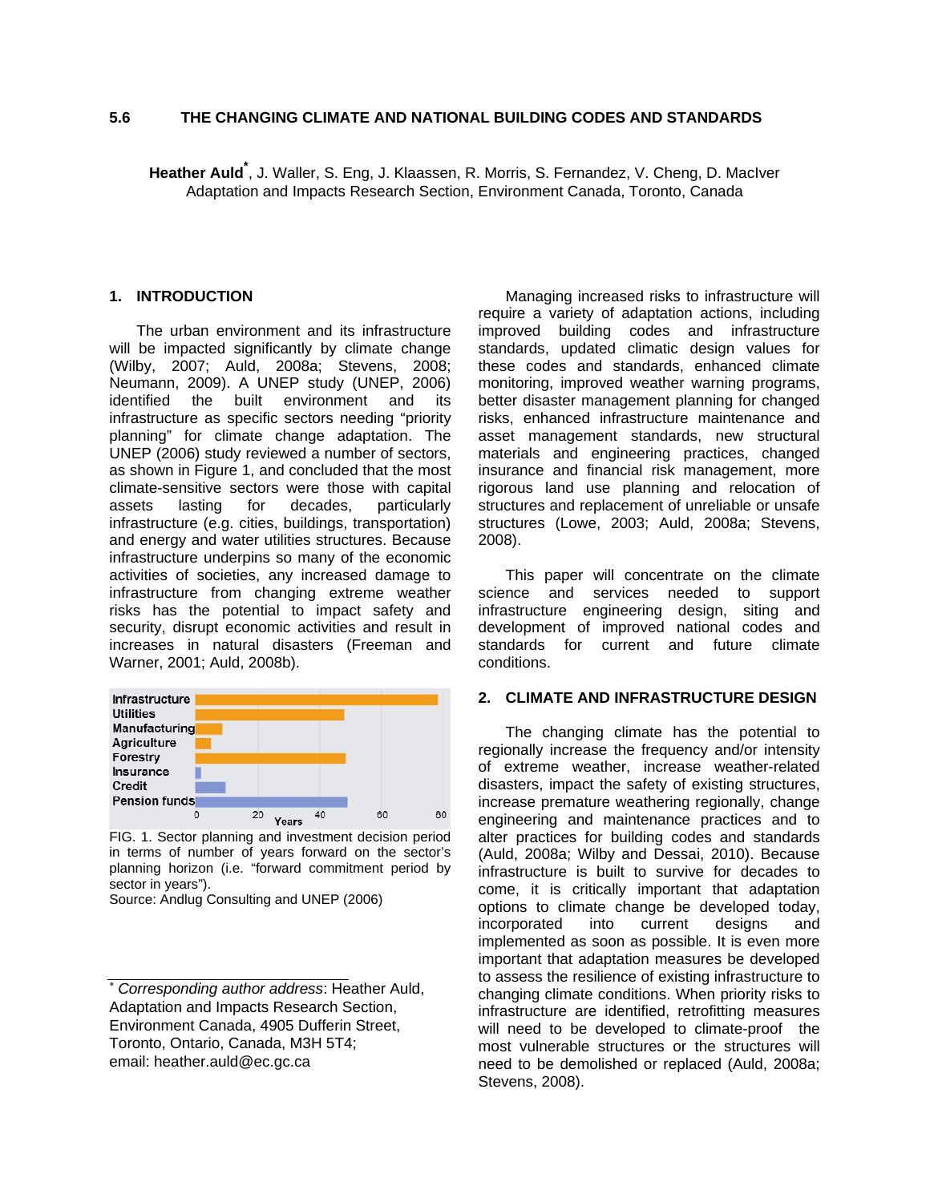# 5.6 THE CHANGING CLIMATE AND NATIONAL BUILDING CODES AND STANDARDS

**Heather Auld***, J. Waller, S. Eng, J. Klaassen, R. Morris, S. Fernandez, V. Cheng, D. MacIver
Adaptation and Impacts Research Section, Environment Canada, Toronto, Canada

## 1. INTRODUCTION

The urban environment and its infrastructure will be impacted significantly by climate change (Wilby, 2007; Auld, 2008a; Stevens, 2008; Neumann, 2009). A UNEP study (UNEP, 2006) identified the built environment and its infrastructure as specific sectors needing "priority planning" for climate change adaptation. The UNEP (2006) study reviewed a number of sectors, as shown in Figure 1, and concluded that the most climate-sensitive sectors were those with capital assets lasting for decades, particularly infrastructure (e.g. cities, buildings, transportation) and energy and water utilities structures. Because infrastructure underpins so many of the economic activities of societies, any increased damage to infrastructure from changing extreme weather risks has the potential to impact safety and security, disrupt economic activities and result in increases in natural disasters (Freeman and Warner, 2001; Auld, 2008b).

FIG. 1. Sector planning and investment decision period in terms of number of years forward on the sector's planning horizon (i.e. "forward commitment period by sector in years").
Source: Andlug Consulting and UNEP (2006)

Managing increased risks to infrastructure will require a variety of adaptation actions, including improved building codes and infrastructure standards, updated climatic design values for these codes and standards, enhanced climate monitoring, improved weather warning programs, better disaster management planning for changed risks, enhanced infrastructure maintenance and asset management standards, new structural materials and engineering practices, changed insurance and financial risk management, more rigorous land use planning and relocation of structures and replacement of unreliable or unsafe structures (Lowe, 2003; Auld, 2008a; Stevens, 2008).

This paper will concentrate on the climate science and services needed to support infrastructure engineering design, siting and development of improved national codes and standards for current and future climate conditions.

## 2. CLIMATE AND INFRASTRUCTURE DESIGN

The changing climate has the potential to regionally increase the frequency and/or intensity of extreme weather, increase weather-related disasters, impact the safety of existing structures, increase premature weathering regionally, change engineering and maintenance practices and to alter practices for building codes and standards (Auld, 2008a; Wilby and Dessai, 2010). Because infrastructure is built to survive for decades to come, it is critically important that adaptation options to climate change be developed today, incorporated into current designs and implemented as soon as possible. It is even more important that adaptation measures be developed to assess the resilience of existing infrastructure to changing climate conditions. When priority risks to infrastructure are identified, retrofitting measures will need to be developed to climate-proof the most vulnerable structures or the structures will need to be demolished or replaced (Auld, 2008a; Stevens, 2008).

---

* *Corresponding author address*: Heather Auld, Adaptation and Impacts Research Section, Environment Canada, 4905 Dufferin Street, Toronto, Ontario, Canada, M3H 5T4; email: heather.auld@ec.gc.ca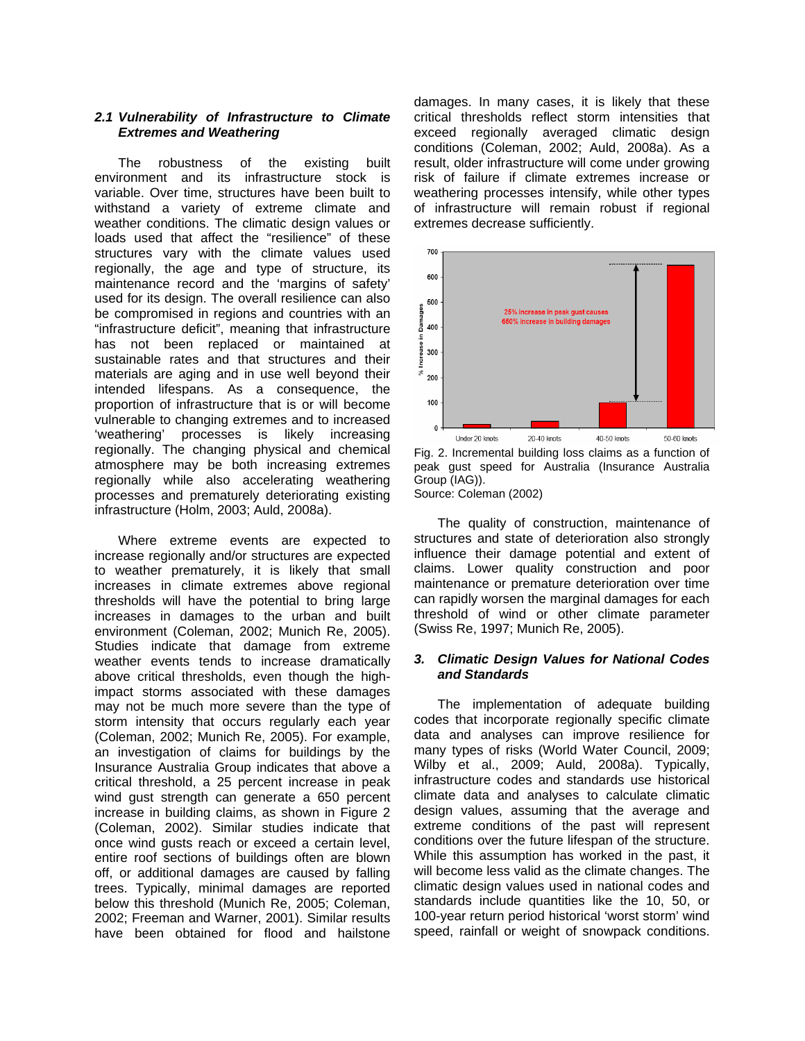### 2.1 *Vulnerability of Infrastructure to Climate Extremes and Weathering*

The robustness of the existing built environment and its infrastructure stock is variable. Over time, structures have been built to withstand a variety of extreme climate and weather conditions. The climatic design values or loads used that affect the "resilience" of these structures vary with the climate values used regionally, the age and type of structure, its maintenance record and the 'margins of safety' used for its design. The overall resilience can also be compromised in regions and countries with an "infrastructure deficit", meaning that infrastructure has not been replaced or maintained at sustainable rates and that structures and their materials are aging and in use well beyond their intended lifespans. As a consequence, the proportion of infrastructure that is or will become vulnerable to changing extremes and to increased 'weathering' processes is likely increasing regionally. The changing physical and chemical atmosphere may be both increasing extremes regionally while also accelerating weathering processes and prematurely deteriorating existing infrastructure (Holm, 2003; Auld, 2008a).

Where extreme events are expected to increase regionally and/or structures are expected to weather prematurely, it is likely that small increases in climate extremes above regional thresholds will have the potential to bring large increases in damages to the urban and built environment (Coleman, 2002; Munich Re, 2005). Studies indicate that damage from extreme weather events tends to increase dramatically above critical thresholds, even though the high-impact storms associated with these damages may not be much more severe than the type of storm intensity that occurs regularly each year (Coleman, 2002; Munich Re, 2005). For example, an investigation of claims for buildings by the Insurance Australia Group indicates that above a critical threshold, a 25 percent increase in peak wind gust strength can generate a 650 percent increase in building claims, as shown in Figure 2 (Coleman, 2002). Similar studies indicate that once wind gusts reach or exceed a certain level, entire roof sections of buildings often are blown off, or additional damages are caused by falling trees. Typically, minimal damages are reported below this threshold (Munich Re, 2005; Coleman, 2002; Freeman and Warner, 2001). Similar results have been obtained for flood and hailstone damages. In many cases, it is likely that these critical thresholds reflect storm intensities that exceed regionally averaged climatic design conditions (Coleman, 2002; Auld, 2008a). As a result, older infrastructure will come under growing risk of failure if climate extremes increase or weathering processes intensify, while other types of infrastructure will remain robust if regional extremes decrease sufficiently.

Fig. 2. Incremental building loss claims as a function of peak gust speed for Australia (Insurance Australia Group (IAG)).
Source: Coleman (2002)

The quality of construction, maintenance of structures and state of deterioration also strongly influence their damage potential and extent of claims. Lower quality construction and poor maintenance or premature deterioration over time can rapidly worsen the marginal damages for each threshold of wind or other climate parameter (Swiss Re, 1997; Munich Re, 2005).

## 3. *Climatic Design Values for National Codes and Standards*

The implementation of adequate building codes that incorporate regionally specific climate data and analyses can improve resilience for many types of risks (World Water Council, 2009; Wilby et al., 2009; Auld, 2008a). Typically, infrastructure codes and standards use historical climate data and analyses to calculate climatic design values, assuming that the average and extreme conditions of the past will represent conditions over the future lifespan of the structure. While this assumption has worked in the past, it will become less valid as the climate changes. The climatic design values used in national codes and standards include quantities like the 10, 50, or 100-year return period historical 'worst storm' wind speed, rainfall or weight of snowpack conditions.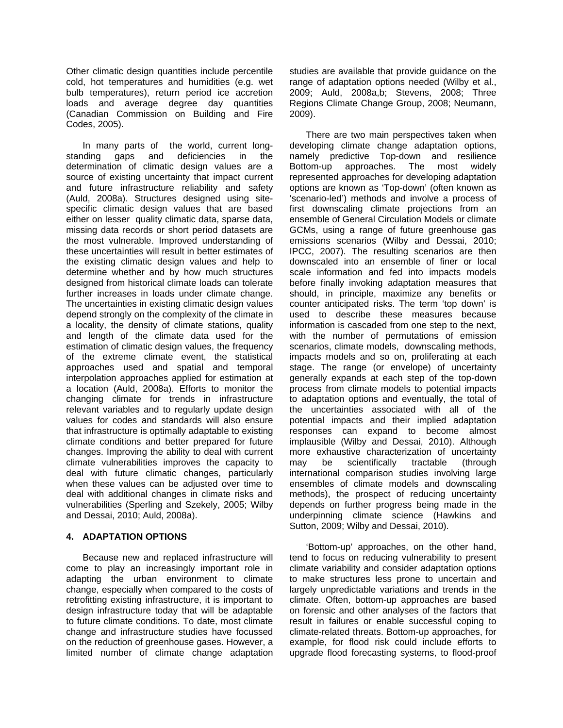Other climatic design quantities include percentile cold, hot temperatures and humidities (e.g. wet bulb temperatures), return period ice accretion loads and average degree day quantities (Canadian Commission on Building and Fire Codes, 2005).

In many parts of the world, current long-standing gaps and deficiencies in the determination of climatic design values are a source of existing uncertainty that impact current and future infrastructure reliability and safety (Auld, 2008a). Structures designed using site-specific climatic design values that are based either on lesser quality climatic data, sparse data, missing data records or short period datasets are the most vulnerable. Improved understanding of these uncertainties will result in better estimates of the existing climatic design values and help to determine whether and by how much structures designed from historical climate loads can tolerate further increases in loads under climate change. The uncertainties in existing climatic design values depend strongly on the complexity of the climate in a locality, the density of climate stations, quality and length of the climate data used for the estimation of climatic design values, the frequency of the extreme climate event, the statistical approaches used and spatial and temporal interpolation approaches applied for estimation at a location (Auld, 2008a). Efforts to monitor the changing climate for trends in infrastructure relevant variables and to regularly update design values for codes and standards will also ensure that infrastructure is optimally adaptable to existing climate conditions and better prepared for future changes. Improving the ability to deal with current climate vulnerabilities improves the capacity to deal with future climatic changes, particularly when these values can be adjusted over time to deal with additional changes in climate risks and vulnerabilities (Sperling and Szekely, 2005; Wilby and Dessai, 2010; Auld, 2008a).

## 4. ADAPTATION OPTIONS

Because new and replaced infrastructure will come to play an increasingly important role in adapting the urban environment to climate change, especially when compared to the costs of retrofitting existing infrastructure, it is important to design infrastructure today that will be adaptable to future climate conditions. To date, most climate change and infrastructure studies have focussed on the reduction of greenhouse gases. However, a limited number of climate change adaptation studies are available that provide guidance on the range of adaptation options needed (Wilby et al., 2009; Auld, 2008a,b; Stevens, 2008; Three Regions Climate Change Group, 2008; Neumann, 2009).

There are two main perspectives taken when developing climate change adaptation options, namely predictive Top-down and resilience Bottom-up approaches. The most widely represented approaches for developing adaptation options are known as 'Top-down' (often known as 'scenario-led') methods and involve a process of first downscaling climate projections from an ensemble of General Circulation Models or climate GCMs, using a range of future greenhouse gas emissions scenarios (Wilby and Dessai, 2010; IPCC, 2007). The resulting scenarios are then downscaled into an ensemble of finer or local scale information and fed into impacts models before finally invoking adaptation measures that should, in principle, maximize any benefits or counter anticipated risks. The term 'top down' is used to describe these measures because information is cascaded from one step to the next, with the number of permutations of emission scenarios, climate models, downscaling methods, impacts models and so on, proliferating at each stage. The range (or envelope) of uncertainty generally expands at each step of the top-down process from climate models to potential impacts to adaptation options and eventually, the total of the uncertainties associated with all of the potential impacts and their implied adaptation responses can expand to become almost implausible (Wilby and Dessai, 2010). Although more exhaustive characterization of uncertainty may be scientifically tractable (through international comparison studies involving large ensembles of climate models and downscaling methods), the prospect of reducing uncertainty depends on further progress being made in the underpinning climate science (Hawkins and Sutton, 2009; Wilby and Dessai, 2010).

'Bottom-up' approaches, on the other hand, tend to focus on reducing vulnerability to present climate variability and consider adaptation options to make structures less prone to uncertain and largely unpredictable variations and trends in the climate. Often, bottom-up approaches are based on forensic and other analyses of the factors that result in failures or enable successful coping to climate-related threats. Bottom-up approaches, for example, for flood risk could include efforts to upgrade flood forecasting systems, to flood-proof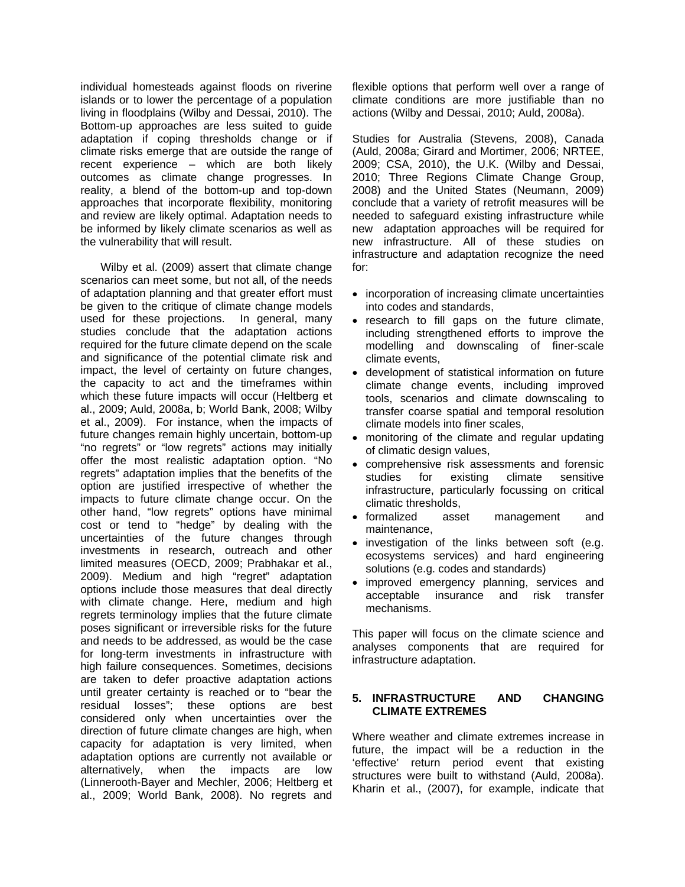individual homesteads against floods on riverine islands or to lower the percentage of a population living in floodplains (Wilby and Dessai, 2010). The Bottom-up approaches are less suited to guide adaptation if coping thresholds change or if climate risks emerge that are outside the range of recent experience – which are both likely outcomes as climate change progresses. In reality, a blend of the bottom-up and top-down approaches that incorporate flexibility, monitoring and review are likely optimal. Adaptation needs to be informed by likely climate scenarios as well as the vulnerability that will result.

Wilby et al. (2009) assert that climate change scenarios can meet some, but not all, of the needs of adaptation planning and that greater effort must be given to the critique of climate change models used for these projections. In general, many studies conclude that the adaptation actions required for the future climate depend on the scale and significance of the potential climate risk and impact, the level of certainty on future changes, the capacity to act and the timeframes within which these future impacts will occur (Heltberg et al., 2009; Auld, 2008a, b; World Bank, 2008; Wilby et al., 2009). For instance, when the impacts of future changes remain highly uncertain, bottom-up "no regrets" or "low regrets" actions may initially offer the most realistic adaptation option. "No regrets" adaptation implies that the benefits of the option are justified irrespective of whether the impacts to future climate change occur. On the other hand, "low regrets" options have minimal cost or tend to "hedge" by dealing with the uncertainties of the future changes through investments in research, outreach and other limited measures (OECD, 2009; Prabhakar et al., 2009). Medium and high "regret" adaptation options include those measures that deal directly with climate change. Here, medium and high regrets terminology implies that the future climate poses significant or irreversible risks for the future and needs to be addressed, as would be the case for long-term investments in infrastructure with high failure consequences. Sometimes, decisions are taken to defer proactive adaptation actions until greater certainty is reached or to "bear the residual losses"; these options are best considered only when uncertainties over the direction of future climate changes are high, when capacity for adaptation is very limited, when adaptation options are currently not available or alternatively, when the impacts are low (Linnerooth-Bayer and Mechler, 2006; Heltberg et al., 2009; World Bank, 2008). No regrets and flexible options that perform well over a range of climate conditions are more justifiable than no actions (Wilby and Dessai, 2010; Auld, 2008a).

Studies for Australia (Stevens, 2008), Canada (Auld, 2008a; Girard and Mortimer, 2006; NRTEE, 2009; CSA, 2010), the U.K. (Wilby and Dessai, 2010; Three Regions Climate Change Group, 2008) and the United States (Neumann, 2009) conclude that a variety of retrofit measures will be needed to safeguard existing infrastructure while new adaptation approaches will be required for new infrastructure. All of these studies on infrastructure and adaptation recognize the need for:

- incorporation of increasing climate uncertainties into codes and standards,
- research to fill gaps on the future climate, including strengthened efforts to improve the modelling and downscaling of finer-scale climate events,
- development of statistical information on future climate change events, including improved tools, scenarios and climate downscaling to transfer coarse spatial and temporal resolution climate models into finer scales,
- monitoring of the climate and regular updating of climatic design values,
- comprehensive risk assessments and forensic studies for existing climate sensitive infrastructure, particularly focussing on critical climatic thresholds,
- formalized asset management and maintenance,
- investigation of the links between soft (e.g. ecosystems services) and hard engineering solutions (e.g. codes and standards)
- improved emergency planning, services and acceptable insurance and risk transfer mechanisms.

This paper will focus on the climate science and analyses components that are required for infrastructure adaptation.

## 5. INFRASTRUCTURE AND CHANGING CLIMATE EXTREMES

Where weather and climate extremes increase in future, the impact will be a reduction in the 'effective' return period event that existing structures were built to withstand (Auld, 2008a). Kharin et al., (2007), for example, indicate that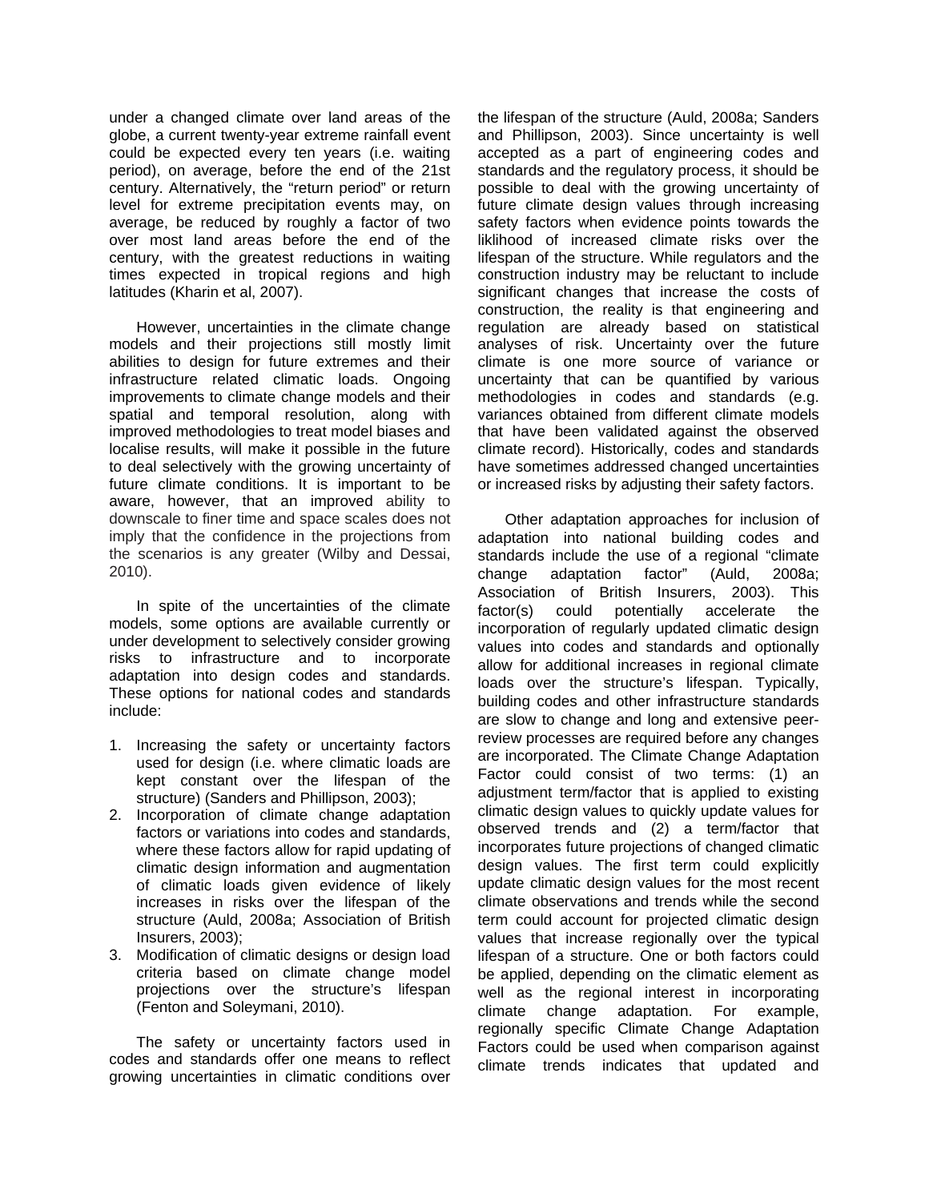under a changed climate over land areas of the globe, a current twenty-year extreme rainfall event could be expected every ten years (i.e. waiting period), on average, before the end of the 21st century. Alternatively, the "return period" or return level for extreme precipitation events may, on average, be reduced by roughly a factor of two over most land areas before the end of the century, with the greatest reductions in waiting times expected in tropical regions and high latitudes (Kharin et al, 2007).

However, uncertainties in the climate change models and their projections still mostly limit abilities to design for future extremes and their infrastructure related climatic loads. Ongoing improvements to climate change models and their spatial and temporal resolution, along with improved methodologies to treat model biases and localise results, will make it possible in the future to deal selectively with the growing uncertainty of future climate conditions. It is important to be aware, however, that an improved ability to downscale to finer time and space scales does not imply that the confidence in the projections from the scenarios is any greater (Wilby and Dessai, 2010).

In spite of the uncertainties of the climate models, some options are available currently or under development to selectively consider growing risks to infrastructure and to incorporate adaptation into design codes and standards. These options for national codes and standards include:

1. Increasing the safety or uncertainty factors used for design (i.e. where climatic loads are kept constant over the lifespan of the structure) (Sanders and Phillipson, 2003);
2. Incorporation of climate change adaptation factors or variations into codes and standards, where these factors allow for rapid updating of climatic design information and augmentation of climatic loads given evidence of likely increases in risks over the lifespan of the structure (Auld, 2008a; Association of British Insurers, 2003);
3. Modification of climatic designs or design load criteria based on climate change model projections over the structure's lifespan (Fenton and Soleymani, 2010).

The safety or uncertainty factors used in codes and standards offer one means to reflect growing uncertainties in climatic conditions over the lifespan of the structure (Auld, 2008a; Sanders and Phillipson, 2003). Since uncertainty is well accepted as a part of engineering codes and standards and the regulatory process, it should be possible to deal with the growing uncertainty of future climate design values through increasing safety factors when evidence points towards the liklihood of increased climate risks over the lifespan of the structure. While regulators and the construction industry may be reluctant to include significant changes that increase the costs of construction, the reality is that engineering and regulation are already based on statistical analyses of risk. Uncertainty over the future climate is one more source of variance or uncertainty that can be quantified by various methodologies in codes and standards (e.g. variances obtained from different climate models that have been validated against the observed climate record). Historically, codes and standards have sometimes addressed changed uncertainties or increased risks by adjusting their safety factors.

Other adaptation approaches for inclusion of adaptation into national building codes and standards include the use of a regional "climate change adaptation factor" (Auld, 2008a; Association of British Insurers, 2003). This factor(s) could potentially accelerate the incorporation of regularly updated climatic design values into codes and standards and optionally allow for additional increases in regional climate loads over the structure's lifespan. Typically, building codes and other infrastructure standards are slow to change and long and extensive peer-review processes are required before any changes are incorporated. The Climate Change Adaptation Factor could consist of two terms: (1) an adjustment term/factor that is applied to existing climatic design values to quickly update values for observed trends and (2) a term/factor that incorporates future projections of changed climatic design values. The first term could explicitly update climatic design values for the most recent climate observations and trends while the second term could account for projected climatic design values that increase regionally over the typical lifespan of a structure. One or both factors could be applied, depending on the climatic element as well as the regional interest in incorporating climate change adaptation. For example, regionally specific Climate Change Adaptation Factors could be used when comparison against climate trends indicates that updated and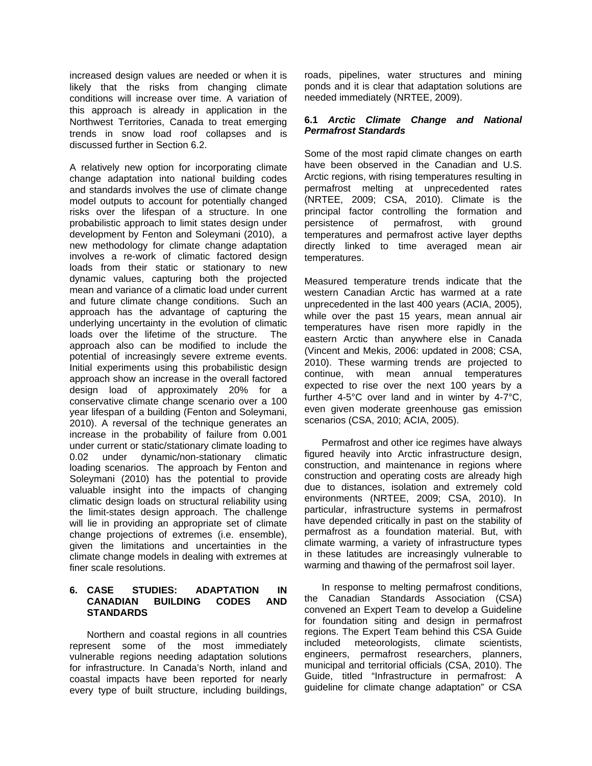increased design values are needed or when it is likely that the risks from changing climate conditions will increase over time. A variation of this approach is already in application in the Northwest Territories, Canada to treat emerging trends in snow load roof collapses and is discussed further in Section 6.2.

A relatively new option for incorporating climate change adaptation into national building codes and standards involves the use of climate change model outputs to account for potentially changed risks over the lifespan of a structure. In one probabilistic approach to limit states design under development by Fenton and Soleymani (2010), a new methodology for climate change adaptation involves a re-work of climatic factored design loads from their static or stationary to new dynamic values, capturing both the projected mean and variance of a climatic load under current and future climate change conditions. Such an approach has the advantage of capturing the underlying uncertainty in the evolution of climatic loads over the lifetime of the structure. The approach also can be modified to include the potential of increasingly severe extreme events. Initial experiments using this probabilistic design approach show an increase in the overall factored design load of approximately 20% for a conservative climate change scenario over a 100 year lifespan of a building (Fenton and Soleymani, 2010). A reversal of the technique generates an increase in the probability of failure from 0.001 under current or static/stationary climate loading to 0.02 under dynamic/non-stationary climatic loading scenarios. The approach by Fenton and Soleymani (2010) has the potential to provide valuable insight into the impacts of changing climatic design loads on structural reliability using the limit-states design approach. The challenge will lie in providing an appropriate set of climate change projections of extremes (i.e. ensemble), given the limitations and uncertainties in the climate change models in dealing with extremes at finer scale resolutions.

## 6. CASE STUDIES: ADAPTATION IN CANADIAN BUILDING CODES AND STANDARDS

Northern and coastal regions in all countries represent some of the most immediately vulnerable regions needing adaptation solutions for infrastructure. In Canada's North, inland and coastal impacts have been reported for nearly every type of built structure, including buildings, roads, pipelines, water structures and mining ponds and it is clear that adaptation solutions are needed immediately (NRTEE, 2009).

### 6.1 *Arctic Climate Change and National Permafrost Standards*

Some of the most rapid climate changes on earth have been observed in the Canadian and U.S. Arctic regions, with rising temperatures resulting in permafrost melting at unprecedented rates (NRTEE, 2009; CSA, 2010). Climate is the principal factor controlling the formation and persistence of permafrost, with ground temperatures and permafrost active layer depths directly linked to time averaged mean air temperatures.

Measured temperature trends indicate that the western Canadian Arctic has warmed at a rate unprecedented in the last 400 years (ACIA, 2005), while over the past 15 years, mean annual air temperatures have risen more rapidly in the eastern Arctic than anywhere else in Canada (Vincent and Mekis, 2006: updated in 2008; CSA, 2010). These warming trends are projected to continue, with mean annual temperatures expected to rise over the next 100 years by a further 4-5°C over land and in winter by 4-7°C, even given moderate greenhouse gas emission scenarios (CSA, 2010; ACIA, 2005).

Permafrost and other ice regimes have always figured heavily into Arctic infrastructure design, construction, and maintenance in regions where construction and operating costs are already high due to distances, isolation and extremely cold environments (NRTEE, 2009; CSA, 2010). In particular, infrastructure systems in permafrost have depended critically in past on the stability of permafrost as a foundation material. But, with climate warming, a variety of infrastructure types in these latitudes are increasingly vulnerable to warming and thawing of the permafrost soil layer.

In response to melting permafrost conditions, the Canadian Standards Association (CSA) convened an Expert Team to develop a Guideline for foundation siting and design in permafrost regions. The Expert Team behind this CSA Guide included meteorologists, climate scientists, engineers, permafrost researchers, planners, municipal and territorial officials (CSA, 2010). The Guide, titled "Infrastructure in permafrost: A guideline for climate change adaptation" or CSA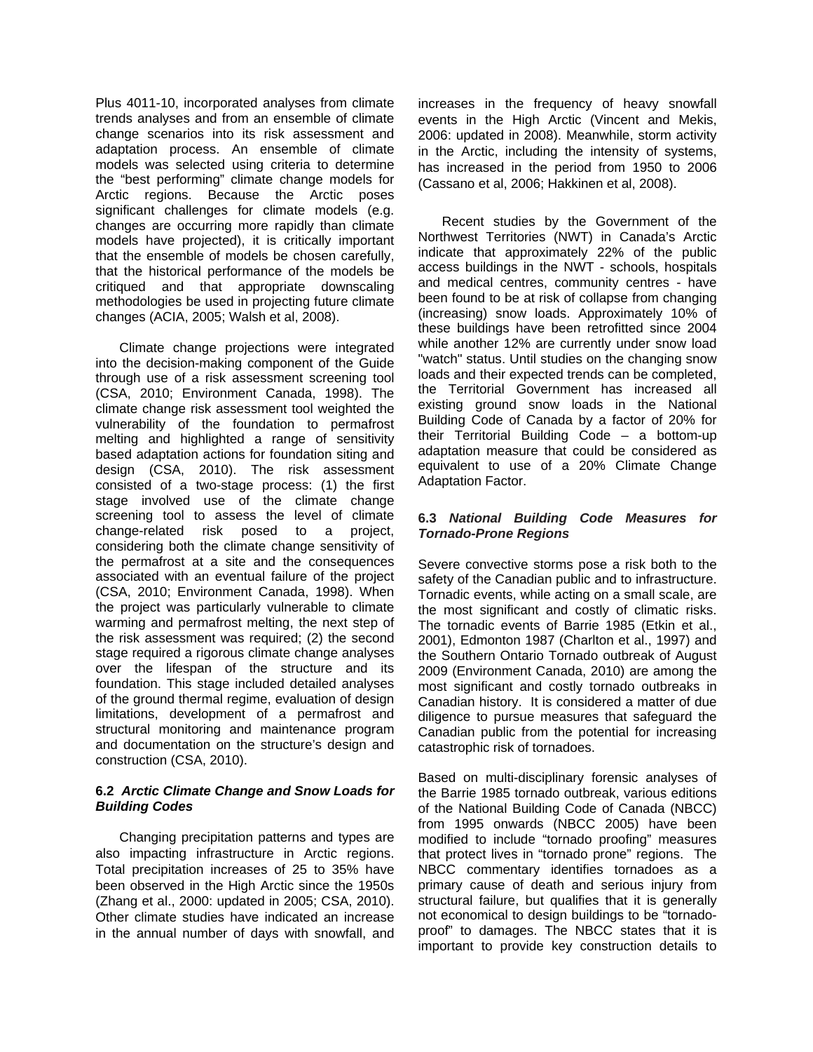Plus 4011-10, incorporated analyses from climate trends analyses and from an ensemble of climate change scenarios into its risk assessment and adaptation process. An ensemble of climate models was selected using criteria to determine the "best performing" climate change models for Arctic regions. Because the Arctic poses significant challenges for climate models (e.g. changes are occurring more rapidly than climate models have projected), it is critically important that the ensemble of models be chosen carefully, that the historical performance of the models be critiqued and that appropriate downscaling methodologies be used in projecting future climate changes (ACIA, 2005; Walsh et al, 2008).

Climate change projections were integrated into the decision-making component of the Guide through use of a risk assessment screening tool (CSA, 2010; Environment Canada, 1998). The climate change risk assessment tool weighted the vulnerability of the foundation to permafrost melting and highlighted a range of sensitivity based adaptation actions for foundation siting and design (CSA, 2010). The risk assessment consisted of a two-stage process: (1) the first stage involved use of the climate change screening tool to assess the level of climate change-related risk posed to a project, considering both the climate change sensitivity of the permafrost at a site and the consequences associated with an eventual failure of the project (CSA, 2010; Environment Canada, 1998). When the project was particularly vulnerable to climate warming and permafrost melting, the next step of the risk assessment was required; (2) the second stage required a rigorous climate change analyses over the lifespan of the structure and its foundation. This stage included detailed analyses of the ground thermal regime, evaluation of design limitations, development of a permafrost and structural monitoring and maintenance program and documentation on the structure's design and construction (CSA, 2010).

### 6.2 *Arctic Climate Change and Snow Loads for Building Codes*

Changing precipitation patterns and types are also impacting infrastructure in Arctic regions. Total precipitation increases of 25 to 35% have been observed in the High Arctic since the 1950s (Zhang et al., 2000: updated in 2005; CSA, 2010). Other climate studies have indicated an increase in the annual number of days with snowfall, and increases in the frequency of heavy snowfall events in the High Arctic (Vincent and Mekis, 2006: updated in 2008). Meanwhile, storm activity in the Arctic, including the intensity of systems, has increased in the period from 1950 to 2006 (Cassano et al, 2006; Hakkinen et al, 2008).

Recent studies by the Government of the Northwest Territories (NWT) in Canada's Arctic indicate that approximately 22% of the public access buildings in the NWT - schools, hospitals and medical centres, community centres - have been found to be at risk of collapse from changing (increasing) snow loads. Approximately 10% of these buildings have been retrofitted since 2004 while another 12% are currently under snow load "watch" status. Until studies on the changing snow loads and their expected trends can be completed, the Territorial Government has increased all existing ground snow loads in the National Building Code of Canada by a factor of 20% for their Territorial Building Code – a bottom-up adaptation measure that could be considered as equivalent to use of a 20% Climate Change Adaptation Factor.

### 6.3 *National Building Code Measures for Tornado-Prone Regions*

Severe convective storms pose a risk both to the safety of the Canadian public and to infrastructure. Tornadic events, while acting on a small scale, are the most significant and costly of climatic risks. The tornadic events of Barrie 1985 (Etkin et al., 2001), Edmonton 1987 (Charlton et al., 1997) and the Southern Ontario Tornado outbreak of August 2009 (Environment Canada, 2010) are among the most significant and costly tornado outbreaks in Canadian history. It is considered a matter of due diligence to pursue measures that safeguard the Canadian public from the potential for increasing catastrophic risk of tornadoes.

Based on multi-disciplinary forensic analyses of the Barrie 1985 tornado outbreak, various editions of the National Building Code of Canada (NBCC) from 1995 onwards (NBCC 2005) have been modified to include "tornado proofing" measures that protect lives in "tornado prone" regions. The NBCC commentary identifies tornadoes as a primary cause of death and serious injury from structural failure, but qualifies that it is generally not economical to design buildings to be "tornado-proof" to damages. The NBCC states that it is important to provide key construction details to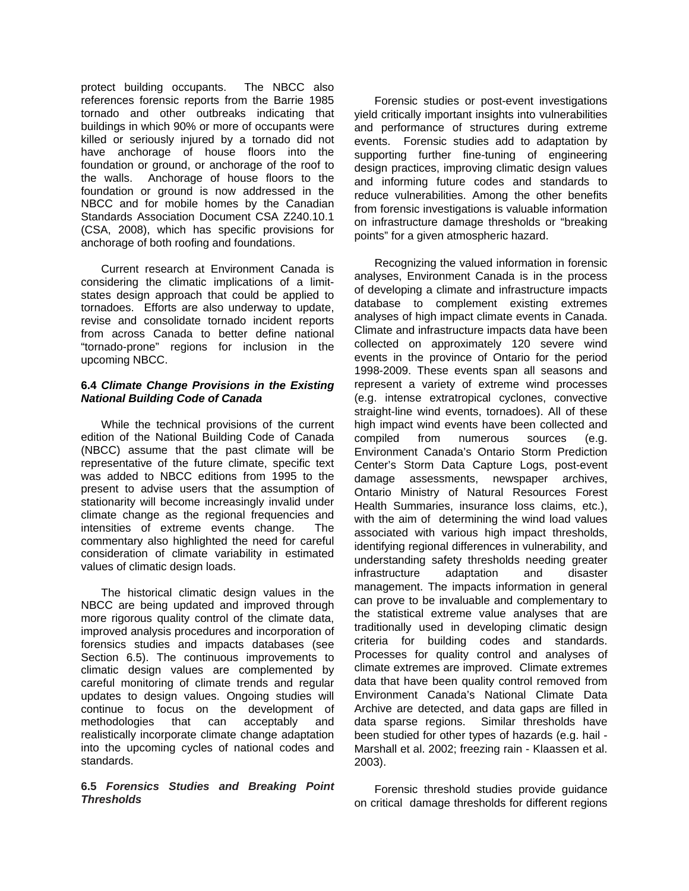protect building occupants. The NBCC also references forensic reports from the Barrie 1985 tornado and other outbreaks indicating that buildings in which 90% or more of occupants were killed or seriously injured by a tornado did not have anchorage of house floors into the foundation or ground, or anchorage of the roof to the walls. Anchorage of house floors to the foundation or ground is now addressed in the NBCC and for mobile homes by the Canadian Standards Association Document CSA Z240.10.1 (CSA, 2008), which has specific provisions for anchorage of both roofing and foundations.

Current research at Environment Canada is considering the climatic implications of a limit-states design approach that could be applied to tornadoes. Efforts are also underway to update, revise and consolidate tornado incident reports from across Canada to better define national "tornado-prone" regions for inclusion in the upcoming NBCC.

### 6.4 *Climate Change Provisions in the Existing National Building Code of Canada*

While the technical provisions of the current edition of the National Building Code of Canada (NBCC) assume that the past climate will be representative of the future climate, specific text was added to NBCC editions from 1995 to the present to advise users that the assumption of stationarity will become increasingly invalid under climate change as the regional frequencies and intensities of extreme events change. The commentary also highlighted the need for careful consideration of climate variability in estimated values of climatic design loads.

The historical climatic design values in the NBCC are being updated and improved through more rigorous quality control of the climate data, improved analysis procedures and incorporation of forensics studies and impacts databases (see Section 6.5). The continuous improvements to climatic design values are complemented by careful monitoring of climate trends and regular updates to design values. Ongoing studies will continue to focus on the development of methodologies that can acceptably and realistically incorporate climate change adaptation into the upcoming cycles of national codes and standards.

### 6.5 *Forensics Studies and Breaking Point Thresholds*

Forensic studies or post-event investigations yield critically important insights into vulnerabilities and performance of structures during extreme events. Forensic studies add to adaptation by supporting further fine-tuning of engineering design practices, improving climatic design values and informing future codes and standards to reduce vulnerabilities. Among the other benefits from forensic investigations is valuable information on infrastructure damage thresholds or "breaking points" for a given atmospheric hazard.

Recognizing the valued information in forensic analyses, Environment Canada is in the process of developing a climate and infrastructure impacts database to complement existing extremes analyses of high impact climate events in Canada. Climate and infrastructure impacts data have been collected on approximately 120 severe wind events in the province of Ontario for the period 1998-2009. These events span all seasons and represent a variety of extreme wind processes (e.g. intense extratropical cyclones, convective straight-line wind events, tornadoes). All of these high impact wind events have been collected and compiled from numerous sources (e.g. Environment Canada's Ontario Storm Prediction Center's Storm Data Capture Logs, post-event damage assessments, newspaper archives, Ontario Ministry of Natural Resources Forest Health Summaries, insurance loss claims, etc.), with the aim of determining the wind load values associated with various high impact thresholds, identifying regional differences in vulnerability, and understanding safety thresholds needing greater infrastructure adaptation and disaster management. The impacts information in general can prove to be invaluable and complementary to the statistical extreme value analyses that are traditionally used in developing climatic design criteria for building codes and standards. Processes for quality control and analyses of climate extremes are improved. Climate extremes data that have been quality control removed from Environment Canada's National Climate Data Archive are detected, and data gaps are filled in data sparse regions. Similar thresholds have been studied for other types of hazards (e.g. hail - Marshall et al. 2002; freezing rain - Klaassen et al. 2003).

Forensic threshold studies provide guidance on critical damage thresholds for different regions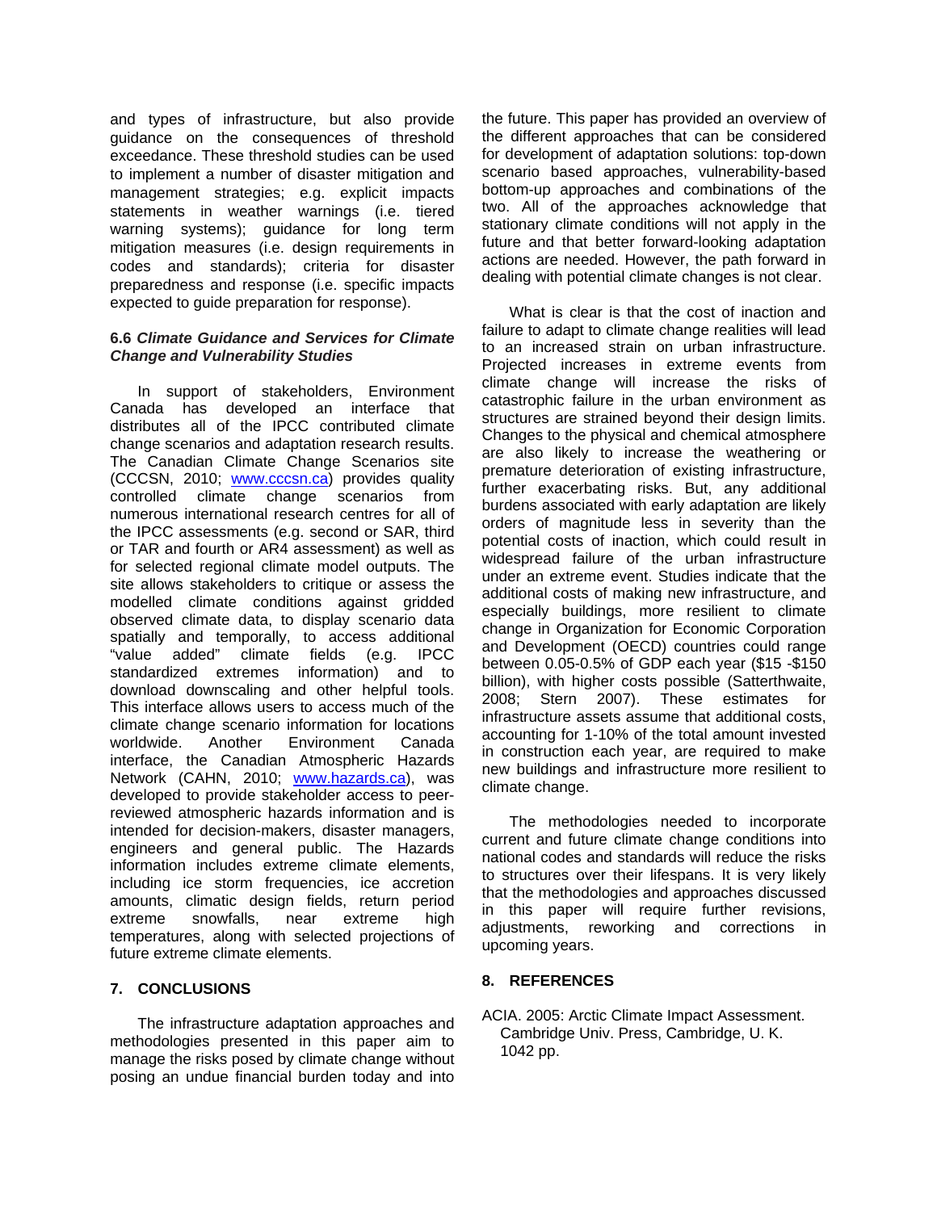and types of infrastructure, but also provide guidance on the consequences of threshold exceedance. These threshold studies can be used to implement a number of disaster mitigation and management strategies; e.g. explicit impacts statements in weather warnings (i.e. tiered warning systems); guidance for long term mitigation measures (i.e. design requirements in codes and standards); criteria for disaster preparedness and response (i.e. specific impacts expected to guide preparation for response).

### 6.6 *Climate Guidance and Services for Climate Change and Vulnerability Studies*

In support of stakeholders, Environment Canada has developed an interface that distributes all of the IPCC contributed climate change scenarios and adaptation research results. The Canadian Climate Change Scenarios site (CCCSN, 2010; www.cccsn.ca) provides quality controlled climate change scenarios from numerous international research centres for all of the IPCC assessments (e.g. second or SAR, third or TAR and fourth or AR4 assessment) as well as for selected regional climate model outputs. The site allows stakeholders to critique or assess the modelled climate conditions against gridded observed climate data, to display scenario data spatially and temporally, to access additional "value added" climate fields (e.g. IPCC standardized extremes information) and to download downscaling and other helpful tools. This interface allows users to access much of the climate change scenario information for locations worldwide. Another Environment Canada interface, the Canadian Atmospheric Hazards Network (CAHN, 2010; www.hazards.ca), was developed to provide stakeholder access to peer-reviewed atmospheric hazards information and is intended for decision-makers, disaster managers, engineers and general public. The Hazards information includes extreme climate elements, including ice storm frequencies, ice accretion amounts, climatic design fields, return period extreme snowfalls, near extreme high temperatures, along with selected projections of future extreme climate elements.

## 7. CONCLUSIONS

The infrastructure adaptation approaches and methodologies presented in this paper aim to manage the risks posed by climate change without posing an undue financial burden today and into the future. This paper has provided an overview of the different approaches that can be considered for development of adaptation solutions: top-down scenario based approaches, vulnerability-based bottom-up approaches and combinations of the two. All of the approaches acknowledge that stationary climate conditions will not apply in the future and that better forward-looking adaptation actions are needed. However, the path forward in dealing with potential climate changes is not clear.

What is clear is that the cost of inaction and failure to adapt to climate change realities will lead to an increased strain on urban infrastructure. Projected increases in extreme events from climate change will increase the risks of catastrophic failure in the urban environment as structures are strained beyond their design limits. Changes to the physical and chemical atmosphere are also likely to increase the weathering or premature deterioration of existing infrastructure, further exacerbating risks. But, any additional burdens associated with early adaptation are likely orders of magnitude less in severity than the potential costs of inaction, which could result in widespread failure of the urban infrastructure under an extreme event. Studies indicate that the additional costs of making new infrastructure, and especially buildings, more resilient to climate change in Organization for Economic Corporation and Development (OECD) countries could range between 0.05-0.5% of GDP each year ($15 -$150 billion), with higher costs possible (Satterthwaite, 2008; Stern 2007). These estimates for infrastructure assets assume that additional costs, accounting for 1-10% of the total amount invested in construction each year, are required to make new buildings and infrastructure more resilient to climate change.

The methodologies needed to incorporate current and future climate change conditions into national codes and standards will reduce the risks to structures over their lifespans. It is very likely that the methodologies and approaches discussed in this paper will require further revisions, adjustments, reworking and corrections in upcoming years.

## 8. REFERENCES

ACIA. 2005: Arctic Climate Impact Assessment. Cambridge Univ. Press, Cambridge, U. K. 1042 pp.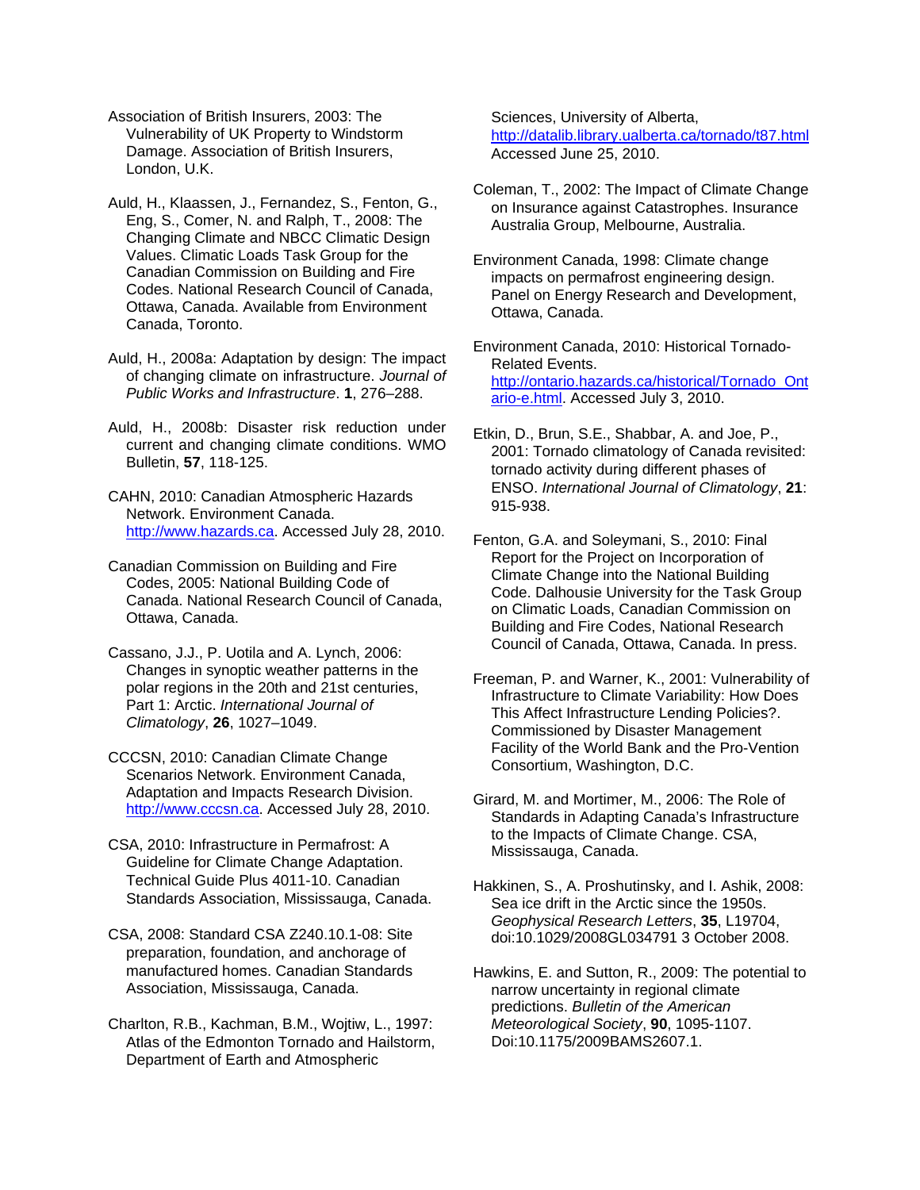Association of British Insurers, 2003: The Vulnerability of UK Property to Windstorm Damage. Association of British Insurers, London, U.K.

Auld, H., Klaassen, J., Fernandez, S., Fenton, G., Eng, S., Comer, N. and Ralph, T., 2008: The Changing Climate and NBCC Climatic Design Values. Climatic Loads Task Group for the Canadian Commission on Building and Fire Codes. National Research Council of Canada, Ottawa, Canada. Available from Environment Canada, Toronto.

Auld, H., 2008a: Adaptation by design: The impact of changing climate on infrastructure. *Journal of Public Works and Infrastructure*. **1**, 276–288.

Auld, H., 2008b: Disaster risk reduction under current and changing climate conditions. WMO Bulletin, **57**, 118-125.

CAHN, 2010: Canadian Atmospheric Hazards Network. Environment Canada. http://www.hazards.ca. Accessed July 28, 2010.

Canadian Commission on Building and Fire Codes, 2005: National Building Code of Canada. National Research Council of Canada, Ottawa, Canada.

Cassano, J.J., P. Uotila and A. Lynch, 2006: Changes in synoptic weather patterns in the polar regions in the 20th and 21st centuries, Part 1: Arctic. *International Journal of Climatology*, **26**, 1027–1049.

CCCSN, 2010: Canadian Climate Change Scenarios Network. Environment Canada, Adaptation and Impacts Research Division. http://www.cccsn.ca. Accessed July 28, 2010.

CSA, 2010: Infrastructure in Permafrost: A Guideline for Climate Change Adaptation. Technical Guide Plus 4011-10. Canadian Standards Association, Mississauga, Canada.

CSA, 2008: Standard CSA Z240.10.1-08: Site preparation, foundation, and anchorage of manufactured homes. Canadian Standards Association, Mississauga, Canada.

Charlton, R.B., Kachman, B.M., Wojtiw, L., 1997: Atlas of the Edmonton Tornado and Hailstorm, Department of Earth and Atmospheric Sciences, University of Alberta, http://datalib.library.ualberta.ca/tornado/t87.html Accessed June 25, 2010.

Coleman, T., 2002: The Impact of Climate Change on Insurance against Catastrophes. Insurance Australia Group, Melbourne, Australia.

Environment Canada, 1998: Climate change impacts on permafrost engineering design. Panel on Energy Research and Development, Ottawa, Canada.

Environment Canada, 2010: Historical Tornado-Related Events. http://ontario.hazards.ca/historical/Tornado_Ontario-e.html. Accessed July 3, 2010.

Etkin, D., Brun, S.E., Shabbar, A. and Joe, P., 2001: Tornado climatology of Canada revisited: tornado activity during different phases of ENSO. *International Journal of Climatology*, **21**: 915-938.

Fenton, G.A. and Soleymani, S., 2010: Final Report for the Project on Incorporation of Climate Change into the National Building Code. Dalhousie University for the Task Group on Climatic Loads, Canadian Commission on Building and Fire Codes, National Research Council of Canada, Ottawa, Canada. In press.

Freeman, P. and Warner, K., 2001: Vulnerability of Infrastructure to Climate Variability: How Does This Affect Infrastructure Lending Policies?. Commissioned by Disaster Management Facility of the World Bank and the Pro-Vention Consortium, Washington, D.C.

Girard, M. and Mortimer, M., 2006: The Role of Standards in Adapting Canada's Infrastructure to the Impacts of Climate Change. CSA, Mississauga, Canada.

Hakkinen, S., A. Proshutinsky, and I. Ashik, 2008: Sea ice drift in the Arctic since the 1950s. *Geophysical Research Letters*, **35**, L19704, doi:10.1029/2008GL034791 3 October 2008.

Hawkins, E. and Sutton, R., 2009: The potential to narrow uncertainty in regional climate predictions. *Bulletin of the American Meteorological Society*, **90**, 1095-1107. Doi:10.1175/2009BAMS2607.1.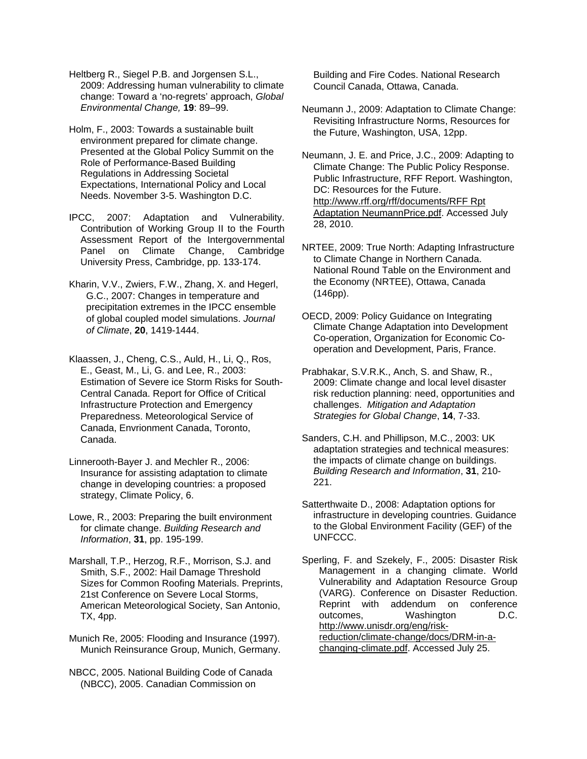Heltberg R., Siegel P.B. and Jorgensen S.L., 2009: Addressing human vulnerability to climate change: Toward a 'no-regrets' approach, *Global Environmental Change,* **19**: 89–99.

Holm, F., 2003: Towards a sustainable built environment prepared for climate change. Presented at the Global Policy Summit on the Role of Performance-Based Building Regulations in Addressing Societal Expectations, International Policy and Local Needs. November 3-5. Washington D.C.

IPCC, 2007: Adaptation and Vulnerability. Contribution of Working Group II to the Fourth Assessment Report of the Intergovernmental Panel on Climate Change, Cambridge University Press, Cambridge, pp. 133-174.

Kharin, V.V., Zwiers, F.W., Zhang, X. and Hegerl, G.C., 2007: Changes in temperature and precipitation extremes in the IPCC ensemble of global coupled model simulations. *Journal of Climate*, **20**, 1419-1444.

Klaassen, J., Cheng, C.S., Auld, H., Li, Q., Ros, E., Geast, M., Li, G. and Lee, R., 2003: Estimation of Severe ice Storm Risks for South-Central Canada. Report for Office of Critical Infrastructure Protection and Emergency Preparedness. Meteorological Service of Canada, Envrionment Canada, Toronto, Canada.

Linnerooth-Bayer J. and Mechler R., 2006: Insurance for assisting adaptation to climate change in developing countries: a proposed strategy, Climate Policy, 6.

Lowe, R., 2003: Preparing the built environment for climate change. *Building Research and Information*, **31**, pp. 195-199.

Marshall, T.P., Herzog, R.F., Morrison, S.J. and Smith, S.F., 2002: Hail Damage Threshold Sizes for Common Roofing Materials. Preprints, 21st Conference on Severe Local Storms, American Meteorological Society, San Antonio, TX, 4pp.

Munich Re, 2005: Flooding and Insurance (1997). Munich Reinsurance Group, Munich, Germany.

NBCC, 2005. National Building Code of Canada (NBCC), 2005. Canadian Commission on Building and Fire Codes. National Research Council Canada, Ottawa, Canada.

Neumann J., 2009: Adaptation to Climate Change: Revisiting Infrastructure Norms, Resources for the Future, Washington, USA, 12pp.

Neumann, J. E. and Price, J.C., 2009: Adapting to Climate Change: The Public Policy Response. Public Infrastructure, RFF Report. Washington, DC: Resources for the Future. http://www.rff.org/rff/documents/RFF Rpt Adaptation NeumannPrice.pdf. Accessed July 28, 2010.

NRTEE, 2009: True North: Adapting Infrastructure to Climate Change in Northern Canada. National Round Table on the Environment and the Economy (NRTEE), Ottawa, Canada (146pp).

OECD, 2009: Policy Guidance on Integrating Climate Change Adaptation into Development Co-operation, Organization for Economic Co-operation and Development, Paris, France.

Prabhakar, S.V.R.K., Anch, S. and Shaw, R., 2009: Climate change and local level disaster risk reduction planning: need, opportunities and challenges. *Mitigation and Adaptation Strategies for Global Change*, **14**, 7-33.

Sanders, C.H. and Phillipson, M.C., 2003: UK adaptation strategies and technical measures: the impacts of climate change on buildings. *Building Research and Information*, **31**, 210-221.

Satterthwaite D., 2008: Adaptation options for infrastructure in developing countries. Guidance to the Global Environment Facility (GEF) of the UNFCCC.

Sperling, F. and Szekely, F., 2005: Disaster Risk Management in a changing climate. World Vulnerability and Adaptation Resource Group (VARG). Conference on Disaster Reduction. Reprint with addendum on conference outcomes, Washington D.C. http://www.unisdr.org/eng/risk-reduction/climate-change/docs/DRM-in-a-changing-climate.pdf. Accessed July 25.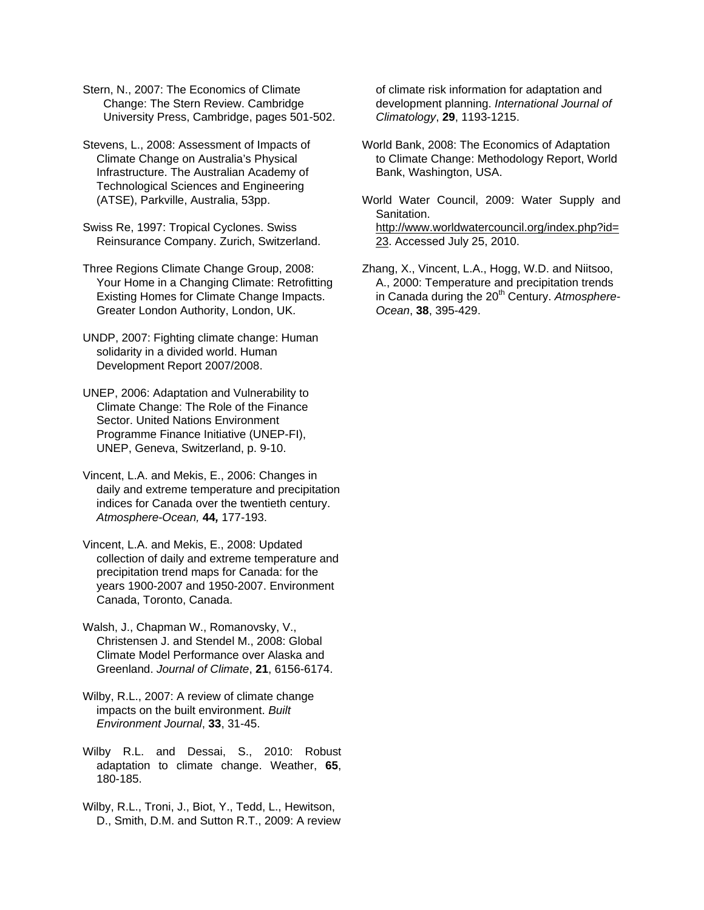Stern, N., 2007: The Economics of Climate Change: The Stern Review. Cambridge University Press, Cambridge, pages 501-502.

Stevens, L., 2008: Assessment of Impacts of Climate Change on Australia's Physical Infrastructure. The Australian Academy of Technological Sciences and Engineering (ATSE), Parkville, Australia, 53pp.

Swiss Re, 1997: Tropical Cyclones. Swiss Reinsurance Company. Zurich, Switzerland.

Three Regions Climate Change Group, 2008: Your Home in a Changing Climate: Retrofitting Existing Homes for Climate Change Impacts. Greater London Authority, London, UK.

UNDP, 2007: Fighting climate change: Human solidarity in a divided world. Human Development Report 2007/2008.

UNEP, 2006: Adaptation and Vulnerability to Climate Change: The Role of the Finance Sector. United Nations Environment Programme Finance Initiative (UNEP-FI), UNEP, Geneva, Switzerland, p. 9-10.

Vincent, L.A. and Mekis, E., 2006: Changes in daily and extreme temperature and precipitation indices for Canada over the twentieth century. *Atmosphere-Ocean,* **44,** 177-193.

Vincent, L.A. and Mekis, E., 2008: Updated collection of daily and extreme temperature and precipitation trend maps for Canada: for the years 1900-2007 and 1950-2007. Environment Canada, Toronto, Canada.

Walsh, J., Chapman W., Romanovsky, V., Christensen J. and Stendel M., 2008: Global Climate Model Performance over Alaska and Greenland. *Journal of Climate*, **21**, 6156-6174.

Wilby, R.L., 2007: A review of climate change impacts on the built environment. *Built Environment Journal*, **33**, 31-45.

Wilby R.L. and Dessai, S., 2010: Robust adaptation to climate change. Weather, **65**, 180-185.

Wilby, R.L., Troni, J., Biot, Y., Tedd, L., Hewitson, D., Smith, D.M. and Sutton R.T., 2009: A review of climate risk information for adaptation and development planning. *International Journal of Climatology*, **29**, 1193-1215.

World Bank, 2008: The Economics of Adaptation to Climate Change: Methodology Report, World Bank, Washington, USA.

World Water Council, 2009: Water Supply and Sanitation. http://www.worldwatercouncil.org/index.php?id=23. Accessed July 25, 2010.

Zhang, X., Vincent, L.A., Hogg, W.D. and Niitsoo, A., 2000: Temperature and precipitation trends in Canada during the 20th Century. *Atmosphere-Ocean*, **38**, 395-429.